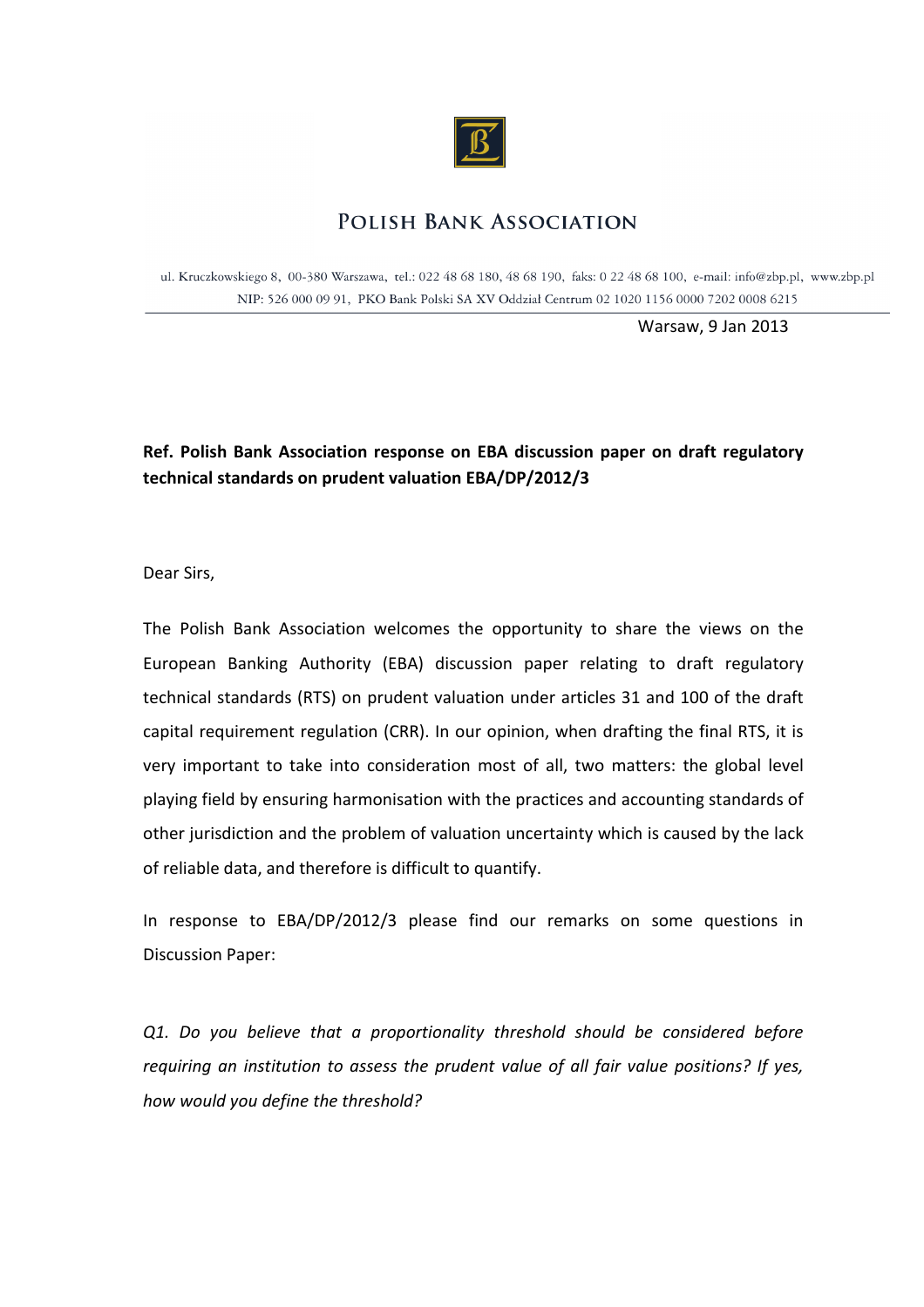# POLISH BANK ASSOCIATION

ul. Kruczkowskiego 8, 00-380 Warszawa, tel.: 022 48 68 180, 48 68 190, faks: 0 22 48 68 100, e-mail: info@zbp.pl, www.zbp.pl
NIP: 526 000 09 91, PKO Bank Polski SA XV Oddział Centrum 02 1020 1156 0000 7202 0008 6215

Warsaw, 9 Jan 2013

**Ref. Polish Bank Association response on EBA discussion paper on draft regulatory technical standards on prudent valuation EBA/DP/2012/3**

Dear Sirs,

The Polish Bank Association welcomes the opportunity to share the views on the European Banking Authority (EBA) discussion paper relating to draft regulatory technical standards (RTS) on prudent valuation under articles 31 and 100 of the draft capital requirement regulation (CRR). In our opinion, when drafting the final RTS, it is very important to take into consideration most of all, two matters: the global level playing field by ensuring harmonisation with the practices and accounting standards of other jurisdiction and the problem of valuation uncertainty which is caused by the lack of reliable data, and therefore is difficult to quantify.

In response to EBA/DP/2012/3 please find our remarks on some questions in Discussion Paper:

*Q1. Do you believe that a proportionality threshold should be considered before requiring an institution to assess the prudent value of all fair value positions? If yes, how would you define the threshold?*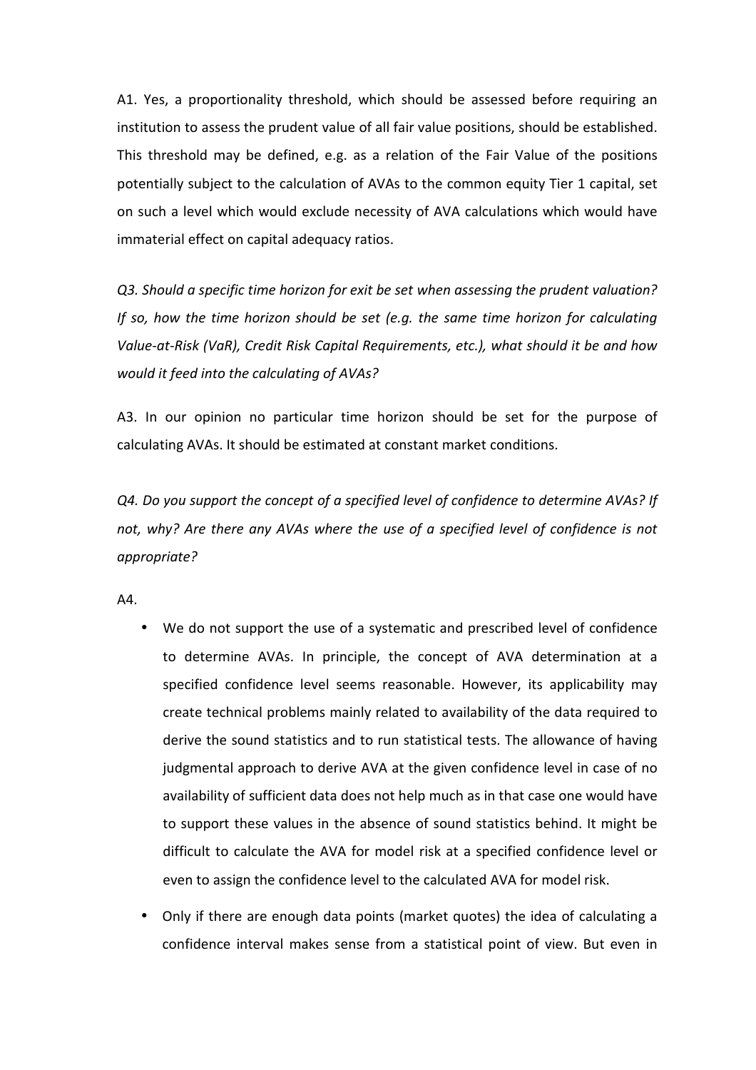A1. Yes, a proportionality threshold, which should be assessed before requiring an institution to assess the prudent value of all fair value positions, should be established. This threshold may be defined, e.g. as a relation of the Fair Value of the positions potentially subject to the calculation of AVAs to the common equity Tier 1 capital, set on such a level which would exclude necessity of AVA calculations which would have immaterial effect on capital adequacy ratios.

*Q3. Should a specific time horizon for exit be set when assessing the prudent valuation? If so, how the time horizon should be set (e.g. the same time horizon for calculating Value-at-Risk (VaR), Credit Risk Capital Requirements, etc.), what should it be and how would it feed into the calculating of AVAs?*

A3. In our opinion no particular time horizon should be set for the purpose of calculating AVAs. It should be estimated at constant market conditions.

*Q4. Do you support the concept of a specified level of confidence to determine AVAs? If not, why? Are there any AVAs where the use of a specified level of confidence is not appropriate?*

A4.

- We do not support the use of a systematic and prescribed level of confidence to determine AVAs. In principle, the concept of AVA determination at a specified confidence level seems reasonable. However, its applicability may create technical problems mainly related to availability of the data required to derive the sound statistics and to run statistical tests. The allowance of having judgmental approach to derive AVA at the given confidence level in case of no availability of sufficient data does not help much as in that case one would have to support these values in the absence of sound statistics behind. It might be difficult to calculate the AVA for model risk at a specified confidence level or even to assign the confidence level to the calculated AVA for model risk.
- Only if there are enough data points (market quotes) the idea of calculating a confidence interval makes sense from a statistical point of view. But even in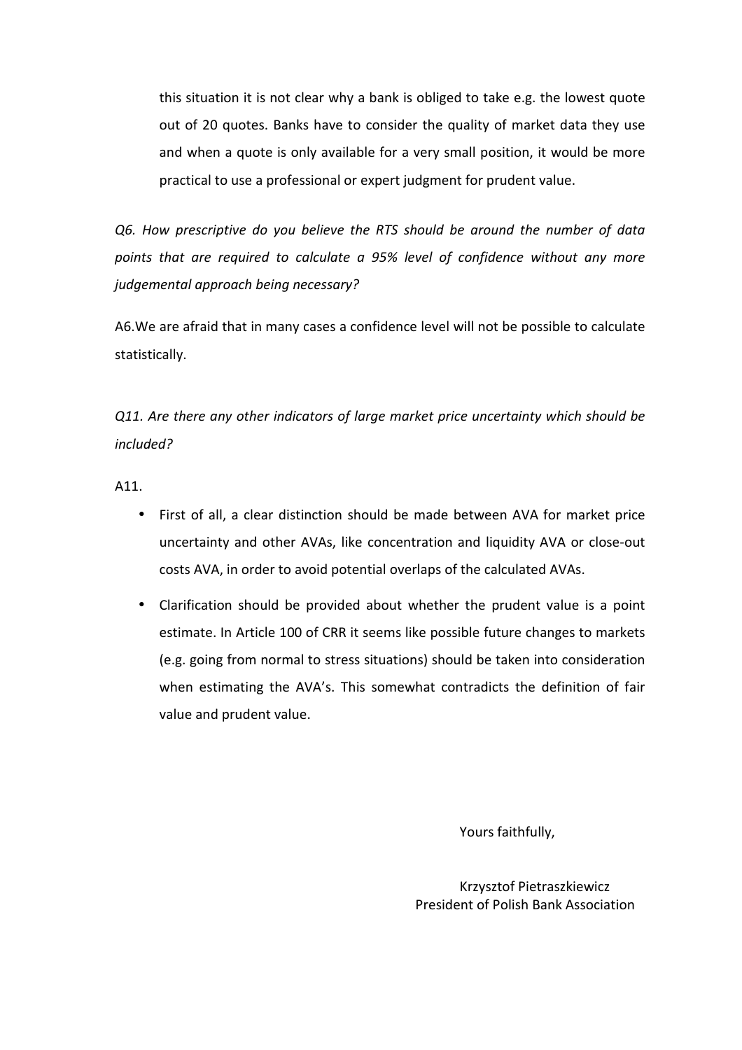this situation it is not clear why a bank is obliged to take e.g. the lowest quote out of 20 quotes. Banks have to consider the quality of market data they use and when a quote is only available for a very small position, it would be more practical to use a professional or expert judgment for prudent value.

*Q6. How prescriptive do you believe the RTS should be around the number of data points that are required to calculate a 95% level of confidence without any more judgemental approach being necessary?*

A6.We are afraid that in many cases a confidence level will not be possible to calculate statistically.

*Q11. Are there any other indicators of large market price uncertainty which should be included?*

A11.

- First of all, a clear distinction should be made between AVA for market price uncertainty and other AVAs, like concentration and liquidity AVA or close-out costs AVA, in order to avoid potential overlaps of the calculated AVAs.
- Clarification should be provided about whether the prudent value is a point estimate. In Article 100 of CRR it seems like possible future changes to markets (e.g. going from normal to stress situations) should be taken into consideration when estimating the AVA's. This somewhat contradicts the definition of fair value and prudent value.

Yours faithfully,

Krzysztof Pietraszkiewicz
President of Polish Bank Association